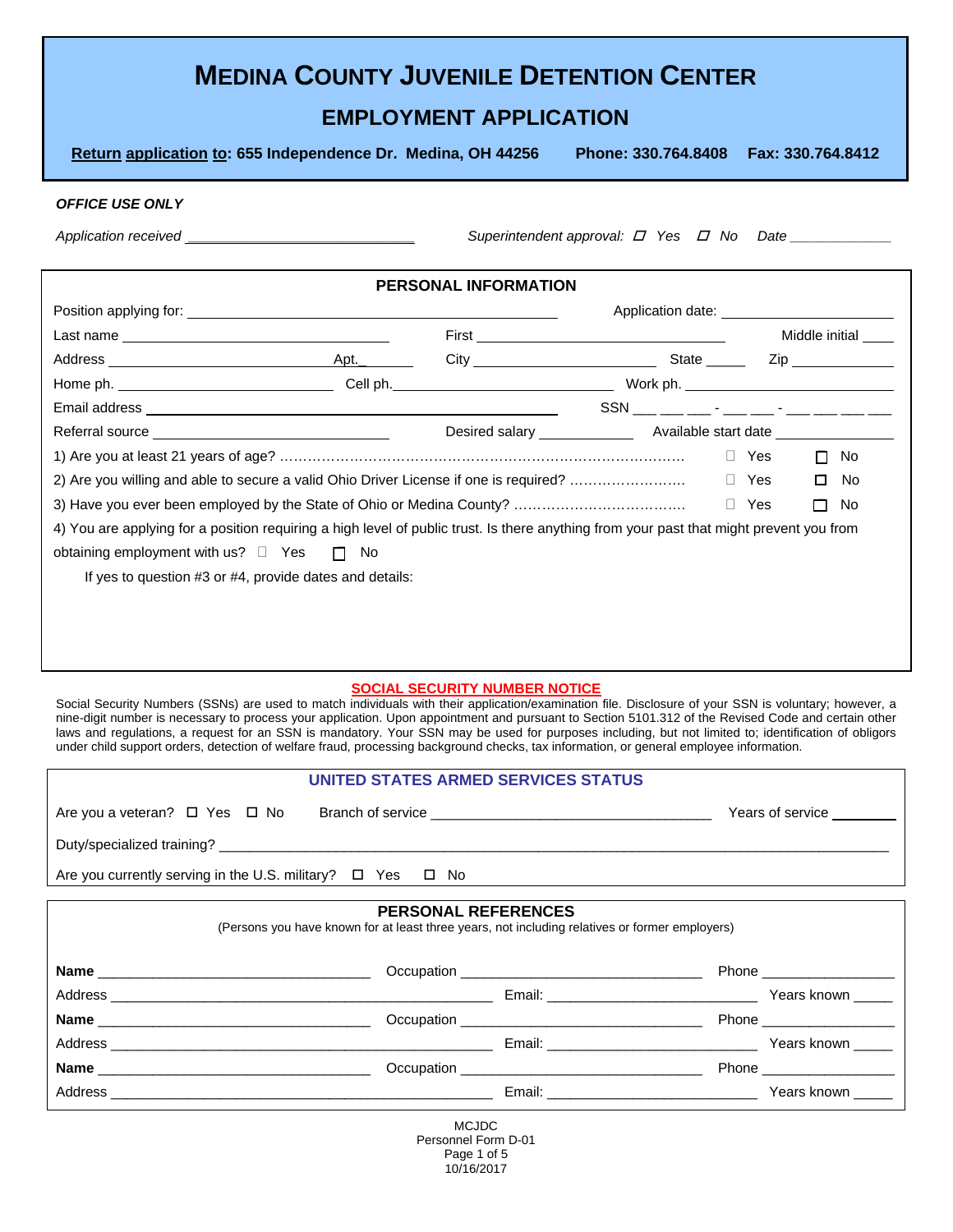# MEDINA COUNTY JUVENILE DETENTION CENTER

## EMPLOYMENT APPLICATION

**Return application to: 655 Independence Dr. Medina, OH 44256 Phone: 330.764.8408 Fax: 330.764.8412**

***OFFICE USE ONLY***

*Application received* ____________________________ *Superintendent approval:* ☐ *Yes* ☐ *No* *Date* ____________

### PERSONAL INFORMATION

Position applying for: ______________________________ Application date: ____________________

Last name ______________________ First ______________________ Middle initial ____

Address ______________________ Apt.____ City ________________ State _____ Zip __________

Home ph. __________________ Cell ph.__________________ Work ph. ____________________

Email address ______________________________ SSN ___ ___ ___ - ___ ___ - ___ ___ ___ ___

Referral source ______________________ Desired salary __________ Available start date ____________

1) Are you at least 21 years of age? ……………………………………………………………………………. ☐ Yes ☐ No

2) Are you willing and able to secure a valid Ohio Driver License if one is required? ……………………. ☐ Yes ☐ No

3) Have you ever been employed by the State of Ohio or Medina County? ………………………………. ☐ Yes ☐ No

4) You are applying for a position requiring a high level of public trust. Is there anything from your past that might prevent you from obtaining employment with us? ☐ Yes ☐ No

If yes to question #3 or #4, provide dates and details:

### SOCIAL SECURITY NUMBER NOTICE

Social Security Numbers (SSNs) are used to match individuals with their application/examination file. Disclosure of your SSN is voluntary; however, a nine-digit number is necessary to process your application. Upon appointment and pursuant to Section 5101.312 of the Revised Code and certain other laws and regulations, a request for an SSN is mandatory. Your SSN may be used for purposes including, but not limited to; identification of obligors under child support orders, detection of welfare fraud, processing background checks, tax information, or general employee information.

### UNITED STATES ARMED SERVICES STATUS

Are you a veteran? ☐ Yes ☐ No Branch of service ______________________________ Years of service ________

Duty/specialized training? ________________________________________________________________

Are you currently serving in the U.S. military? ☐ Yes ☐ No

### PERSONAL REFERENCES

(Persons you have known for at least three years, not including relatives or former employers)

**Name** ______________________________ Occupation ___________________________ Phone _______________

Address ________________________________________ Email: ______________________ Years known _____

**Name** ______________________________ Occupation ___________________________ Phone _______________

Address ________________________________________ Email: ______________________ Years known _____

**Name** ______________________________ Occupation ___________________________ Phone _______________

Address ________________________________________ Email: ______________________ Years known _____

MCJDC
Personnel Form D-01
10/16/2017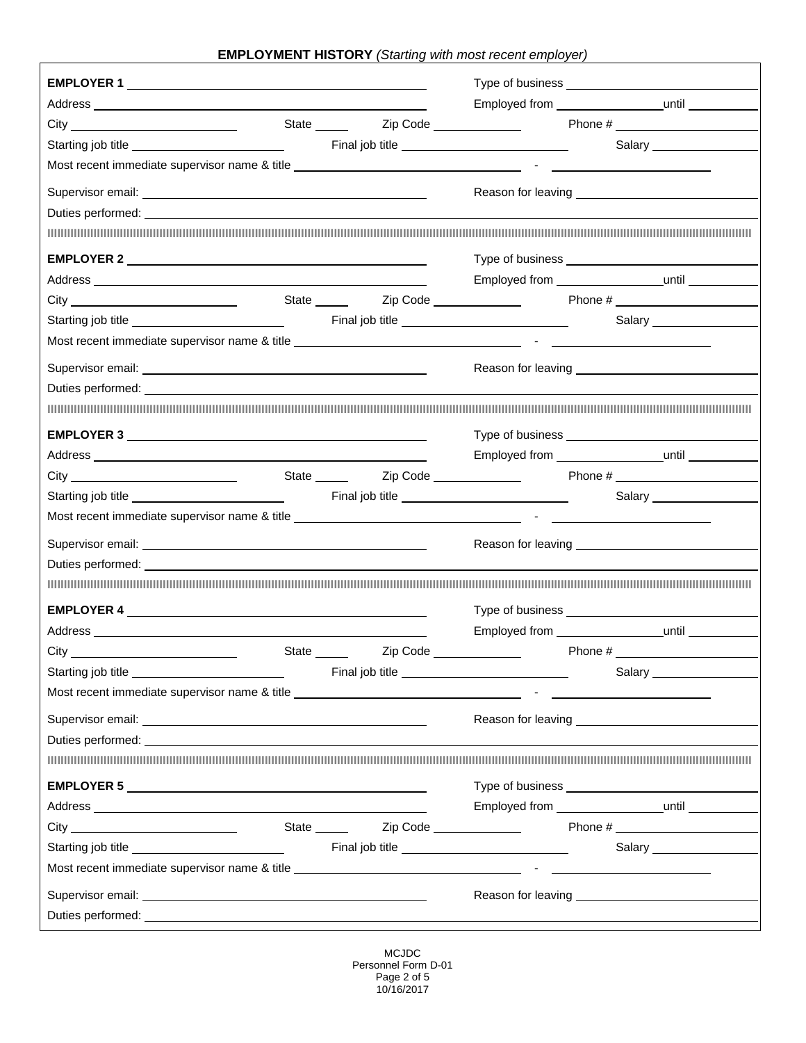## EMPLOYMENT HISTORY *(Starting with most recent employer)*

**EMPLOYER 1** ______________________________ Type of business ______________________

Address ______________________________ Employed from ______________ until __________

City ____________________ State _____ Zip Code ____________ Phone # ________________

Starting job title ________________ Final job title ____________________ Salary ______________

Most recent immediate supervisor name & title ________________________ - ____________________

Supervisor email: ______________________________ Reason for leaving ______________________

Duties performed: ______________________________________________________________________

---

**EMPLOYER 2** ______________________________ Type of business ______________________

Address ______________________________ Employed from ______________ until __________

City ____________________ State _____ Zip Code ____________ Phone # ________________

Starting job title ________________ Final job title ____________________ Salary ______________

Most recent immediate supervisor name & title ________________________ - ____________________

Supervisor email: ______________________________ Reason for leaving ______________________

Duties performed: ______________________________________________________________________

---

**EMPLOYER 3** ______________________________ Type of business ______________________

Address ______________________________ Employed from ______________ until __________

City ____________________ State _____ Zip Code ____________ Phone # ________________

Starting job title ________________ Final job title ____________________ Salary ______________

Most recent immediate supervisor name & title ________________________ - ____________________

Supervisor email: ______________________________ Reason for leaving ______________________

Duties performed: ______________________________________________________________________

---

**EMPLOYER 4** ______________________________ Type of business ______________________

Address ______________________________ Employed from ______________ until __________

City ____________________ State _____ Zip Code ____________ Phone # ________________

Starting job title ________________ Final job title ____________________ Salary ______________

Most recent immediate supervisor name & title ________________________ - ____________________

Supervisor email: ______________________________ Reason for leaving ______________________

Duties performed: ______________________________________________________________________

---

**EMPLOYER 5** ______________________________ Type of business ______________________

Address ______________________________ Employed from ______________ until __________

City ____________________ State _____ Zip Code ____________ Phone # ________________

Starting job title ________________ Final job title ____________________ Salary ______________

Most recent immediate supervisor name & title ________________________ - ____________________

Supervisor email: ______________________________ Reason for leaving ______________________

Duties performed: ______________________________________________________________________

MCJDC
Personnel Form D-01
10/16/2017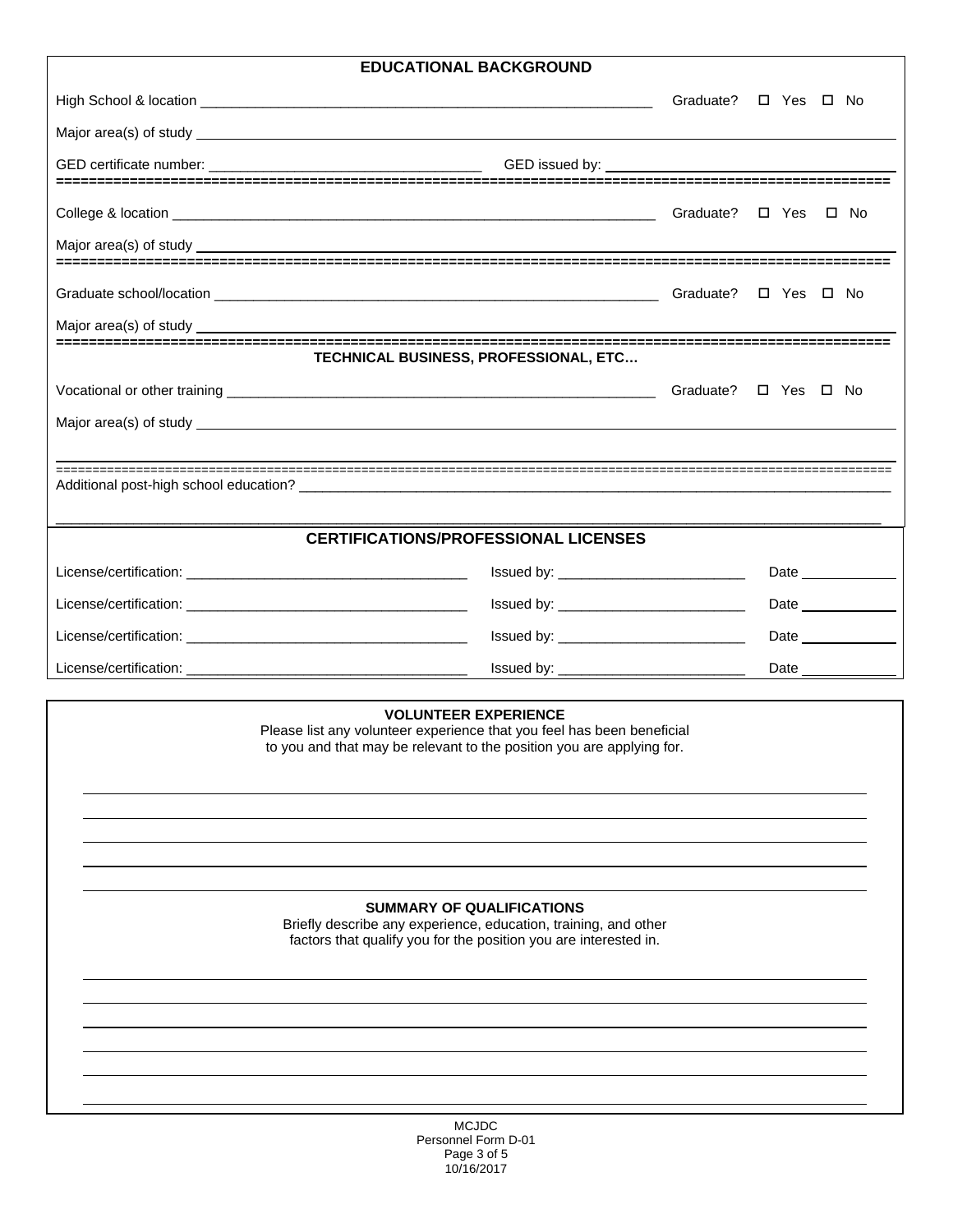## EDUCATIONAL BACKGROUND

High School & location ____________________________________________ Graduate? ☐ Yes ☐ No

Major area(s) of study ____________________________________________

GED certificate number: ______________________ GED issued by: ______________________

College & location ____________________________________________ Graduate? ☐ Yes ☐ No

Major area(s) of study ____________________________________________

Graduate school/location ____________________________________________ Graduate? ☐ Yes ☐ No

Major area(s) of study ____________________________________________

## TECHNICAL BUSINESS, PROFESSIONAL, ETC…

Vocational or other training ____________________________________________ Graduate? ☐ Yes ☐ No

Major area(s) of study ____________________________________________

____________________________________________

Additional post-high school education? ____________________________________________

____________________________________________

## CERTIFICATIONS/PROFESSIONAL LICENSES

| License/certification: | Issued by: | Date |
|---|---|---|
| | | |
| | | |
| | | |
| | | |

## VOLUNTEER EXPERIENCE

Please list any volunteer experience that you feel has been beneficial to you and that may be relevant to the position you are applying for.

____________________________________________

____________________________________________

____________________________________________

____________________________________________

____________________________________________

## SUMMARY OF QUALIFICATIONS

Briefly describe any experience, education, training, and other factors that qualify you for the position you are interested in.

____________________________________________

____________________________________________

____________________________________________

____________________________________________

____________________________________________

____________________________________________

MCJDC
Personnel Form D-01
10/16/2017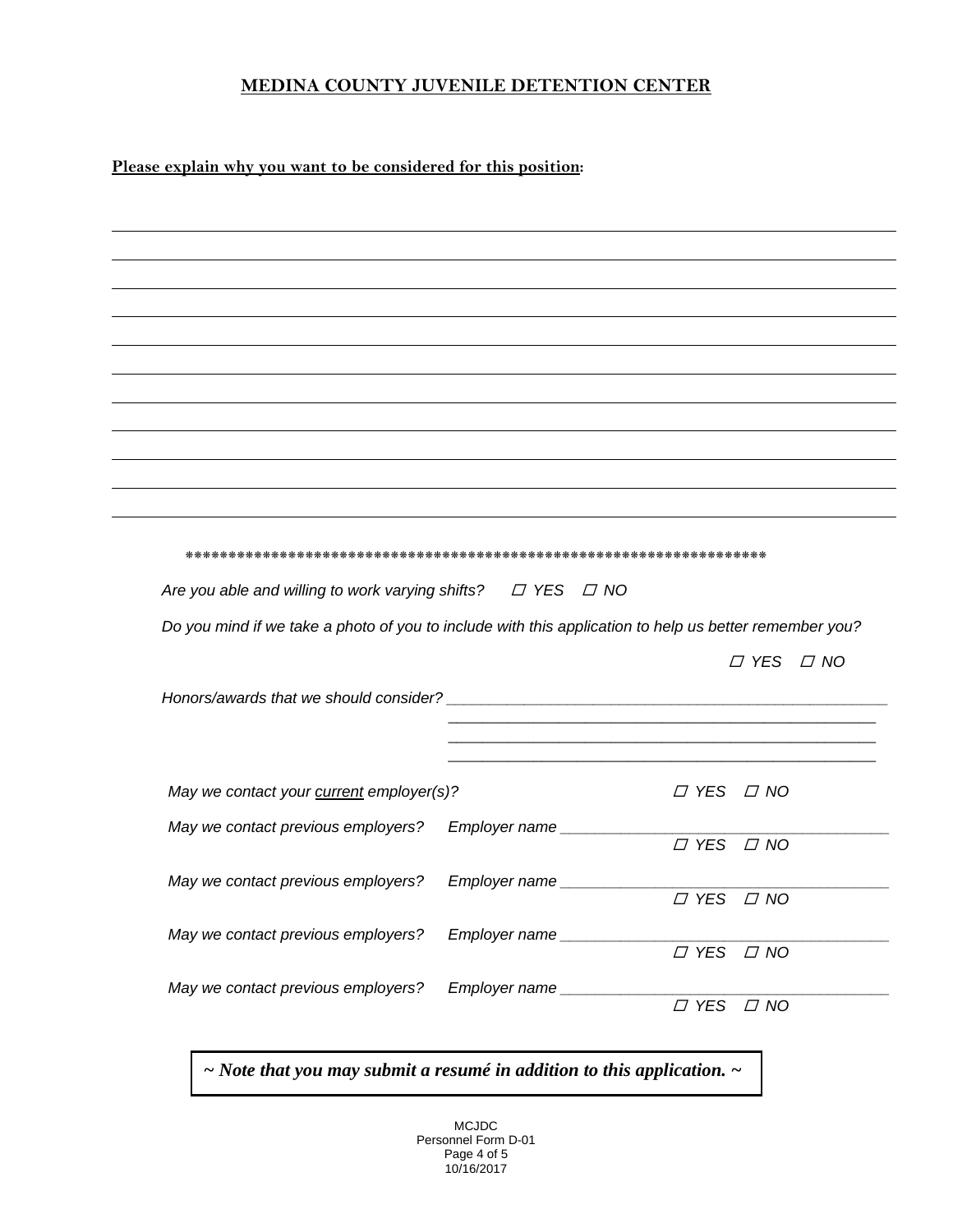**MEDINA COUNTY JUVENILE DETENTION CENTER**

**Please explain why you want to be considered for this position:**

______________________________________________________________________________

______________________________________________________________________________

______________________________________________________________________________

______________________________________________________________________________

______________________________________________________________________________

______________________________________________________________________________

______________________________________________________________________________

______________________________________________________________________________

______________________________________________________________________________

______________________________________________________________________________

*************************************************************************

*Are you able and willing to work varying shifts?* ☐ *YES* ☐ *NO*

*Do you mind if we take a photo of you to include with this application to help us better remember you?*

☐ *YES* ☐ *NO*

*Honors/awards that we should consider?* ______________________________________________

______________________________________________

______________________________________________

______________________________________________

*May we contact your* ***current*** *employer(s)?* ☐ *YES* ☐ *NO*

*May we contact previous employers?* *Employer name* ______________________________ ☐ *YES* ☐ *NO*

*May we contact previous employers?* *Employer name* ______________________________ ☐ *YES* ☐ *NO*

*May we contact previous employers?* *Employer name* ______________________________ ☐ *YES* ☐ *NO*

*May we contact previous employers?* *Employer name* ______________________________ ☐ *YES* ☐ *NO*

***~ Note that you may submit a resumé in addition to this application. ~***

MCJDC
Personnel Form D-01
10/16/2017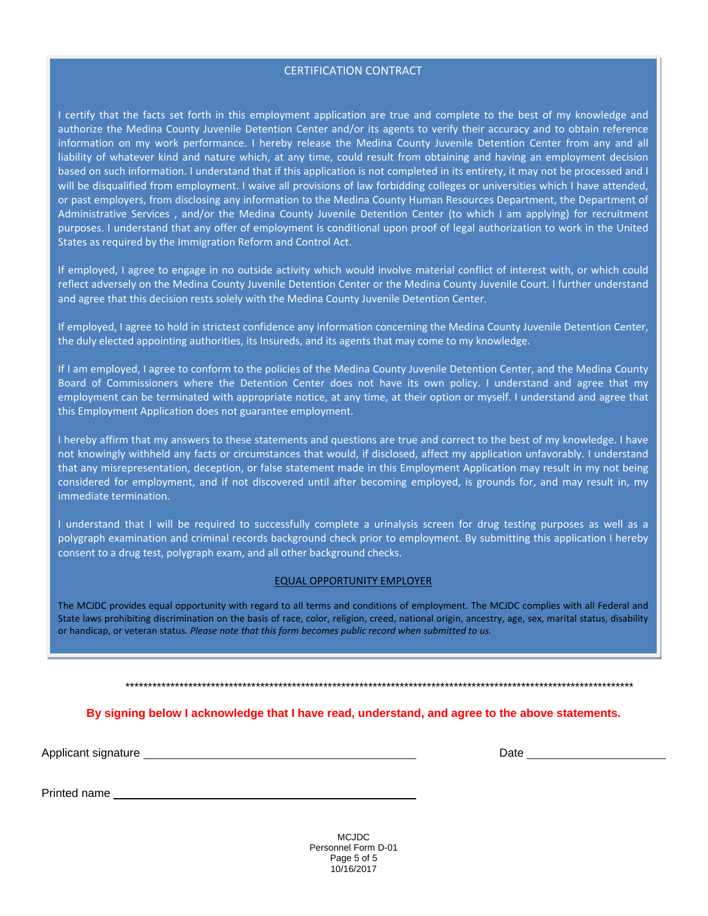## CERTIFICATION CONTRACT

I certify that the facts set forth in this employment application are true and complete to the best of my knowledge and authorize the Medina County Juvenile Detention Center and/or its agents to verify their accuracy and to obtain reference information on my work performance. I hereby release the Medina County Juvenile Detention Center from any and all liability of whatever kind and nature which, at any time, could result from obtaining and having an employment decision based on such information. I understand that if this application is not completed in its entirety, it may not be processed and I will be disqualified from employment. I waive all provisions of law forbidding colleges or universities which I have attended, or past employers, from disclosing any information to the Medina County Human Resources Department, the Department of Administrative Services , and/or the Medina County Juvenile Detention Center (to which I am applying) for recruitment purposes. I understand that any offer of employment is conditional upon proof of legal authorization to work in the United States as required by the Immigration Reform and Control Act.

If employed, I agree to engage in no outside activity which would involve material conflict of interest with, or which could reflect adversely on the Medina County Juvenile Detention Center or the Medina County Juvenile Court. I further understand and agree that this decision rests solely with the Medina County Juvenile Detention Center.

If employed, I agree to hold in strictest confidence any information concerning the Medina County Juvenile Detention Center, the duly elected appointing authorities, its Insureds, and its agents that may come to my knowledge.

If I am employed, I agree to conform to the policies of the Medina County Juvenile Detention Center, and the Medina County Board of Commissioners where the Detention Center does not have its own policy. I understand and agree that my employment can be terminated with appropriate notice, at any time, at their option or myself. I understand and agree that this Employment Application does not guarantee employment.

I hereby affirm that my answers to these statements and questions are true and correct to the best of my knowledge. I have not knowingly withheld any facts or circumstances that would, if disclosed, affect my application unfavorably. I understand that any misrepresentation, deception, or false statement made in this Employment Application may result in my not being considered for employment, and if not discovered until after becoming employed, is grounds for, and may result in, my immediate termination.

I understand that I will be required to successfully complete a urinalysis screen for drug testing purposes as well as a polygraph examination and criminal records background check prior to employment. By submitting this application I hereby consent to a drug test, polygraph exam, and all other background checks.

### EQUAL OPPORTUNITY EMPLOYER

The MCJDC provides equal opportunity with regard to all terms and conditions of employment. The MCJDC complies with all Federal and State laws prohibiting discrimination on the basis of race, color, religion, creed, national origin, ancestry, age, sex, marital status, disability or handicap, or veteran status. *Please note that this form becomes public record when submitted to us.*

*****************************************************************************************************************

**By signing below I acknowledge that I have read, understand, and agree to the above statements.**

Applicant signature ______________________________ Date ________________

Printed name ______________________________

MCJDC
Personnel Form D-01
10/16/2017